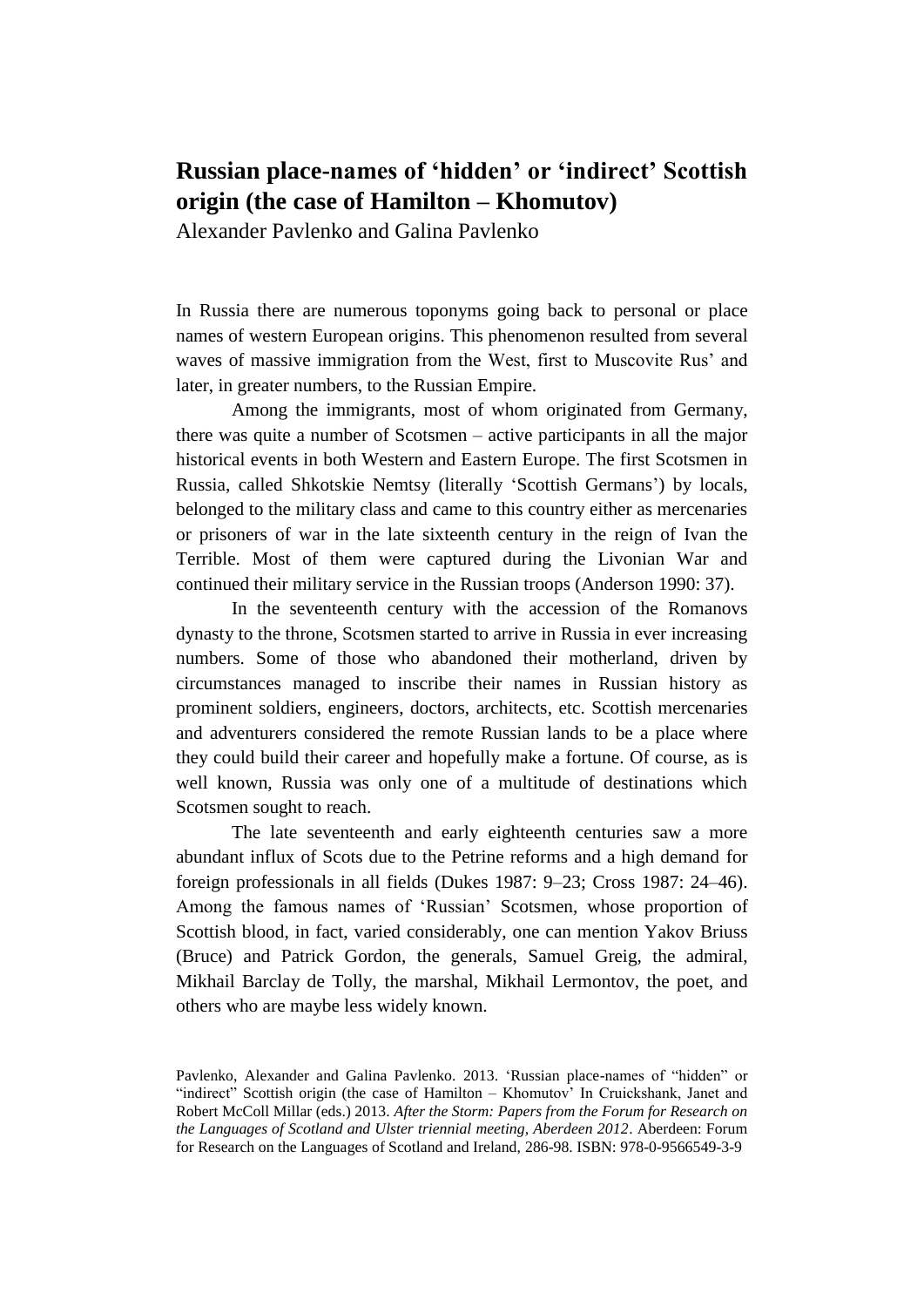# Russian place-names of 'hidden' or 'indirect' Scottish origin (the case of Hamilton – Khomutov)

Alexander Pavlenko and Galina Pavlenko

In Russia there are numerous toponyms going back to personal or place names of western European origins. This phenomenon resulted from several waves of massive immigration from the West, first to Muscovite Rus' and later, in greater numbers, to the Russian Empire.

Among the immigrants, most of whom originated from Germany, there was quite a number of Scotsmen – active participants in all the major historical events in both Western and Eastern Europe. The first Scotsmen in Russia, called Shkotskie Nemtsy (literally 'Scottish Germans') by locals, belonged to the military class and came to this country either as mercenaries or prisoners of war in the late sixteenth century in the reign of Ivan the Terrible. Most of them were captured during the Livonian War and continued their military service in the Russian troops (Anderson 1990: 37).

In the seventeenth century with the accession of the Romanovs dynasty to the throne, Scotsmen started to arrive in Russia in ever increasing numbers. Some of those who abandoned their motherland, driven by circumstances managed to inscribe their names in Russian history as prominent soldiers, engineers, doctors, architects, etc. Scottish mercenaries and adventurers considered the remote Russian lands to be a place where they could build their career and hopefully make a fortune. Of course, as is well known, Russia was only one of a multitude of destinations which Scotsmen sought to reach.

The late seventeenth and early eighteenth centuries saw a more abundant influx of Scots due to the Petrine reforms and a high demand for foreign professionals in all fields (Dukes 1987: 9–23; Cross 1987: 24–46). Among the famous names of 'Russian' Scotsmen, whose proportion of Scottish blood, in fact, varied considerably, one can mention Yakov Briuss (Bruce) and Patrick Gordon, the generals, Samuel Greig, the admiral, Mikhail Barclay de Tolly, the marshal, Mikhail Lermontov, the poet, and others who are maybe less widely known.

Pavlenko, Alexander and Galina Pavlenko. 2013. 'Russian place-names of "hidden" or "indirect" Scottish origin (the case of Hamilton – Khomutov' In Cruickshank, Janet and Robert McColl Millar (eds.) 2013. *After the Storm: Papers from the Forum for Research on the Languages of Scotland and Ulster triennial meeting, Aberdeen 2012*. Aberdeen: Forum for Research on the Languages of Scotland and Ireland, 286-98. ISBN: 978-0-9566549-3-9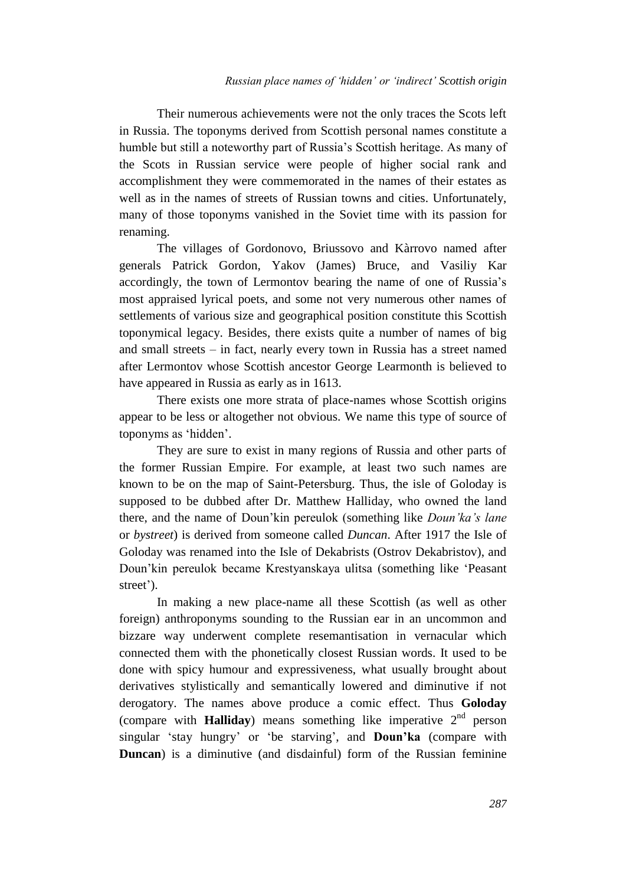Their numerous achievements were not the only traces the Scots left in Russia. The toponyms derived from Scottish personal names constitute a humble but still a noteworthy part of Russia's Scottish heritage. As many of the Scots in Russian service were people of higher social rank and accomplishment they were commemorated in the names of their estates as well as in the names of streets of Russian towns and cities. Unfortunately, many of those toponyms vanished in the Soviet time with its passion for renaming.

The villages of Gordonovo, Briussovo and Kàrrovo named after generals Patrick Gordon, Yakov (James) Bruce, and Vasiliy Kar accordingly, the town of Lermontov bearing the name of one of Russia's most appraised lyrical poets, and some not very numerous other names of settlements of various size and geographical position constitute this Scottish toponymical legacy. Besides, there exists quite a number of names of big and small streets – in fact, nearly every town in Russia has a street named after Lermontov whose Scottish ancestor George Learmonth is believed to have appeared in Russia as early as in 1613.

There exists one more strata of place-names whose Scottish origins appear to be less or altogether not obvious. We name this type of source of toponyms as 'hidden'.

They are sure to exist in many regions of Russia and other parts of the former Russian Empire. For example, at least two such names are known to be on the map of Saint-Petersburg. Thus, the isle of Goloday is supposed to be dubbed after Dr. Matthew Halliday, who owned the land there, and the name of Doun'kin pereulok (something like *Doun'ka's lane* or *bystreet*) is derived from someone called *Duncan*. After 1917 the Isle of Goloday was renamed into the Isle of Dekabrists (Ostrov Dekabristov), and Doun'kin pereulok became Krestyanskaya ulitsa (something like 'Peasant street').

In making a new place-name all these Scottish (as well as other foreign) anthroponyms sounding to the Russian ear in an uncommon and bizzare way underwent complete resemantisation in vernacular which connected them with the phonetically closest Russian words. It used to be done with spicy humour and expressiveness, what usually brought about derivatives stylistically and semantically lowered and diminutive if not derogatory. The names above produce a comic effect. Thus **Goloday** (compare with **Halliday**) means something like imperative 2nd person singular 'stay hungry' or 'be starving', and **Doun'ka** (compare with **Duncan**) is a diminutive (and disdainful) form of the Russian feminine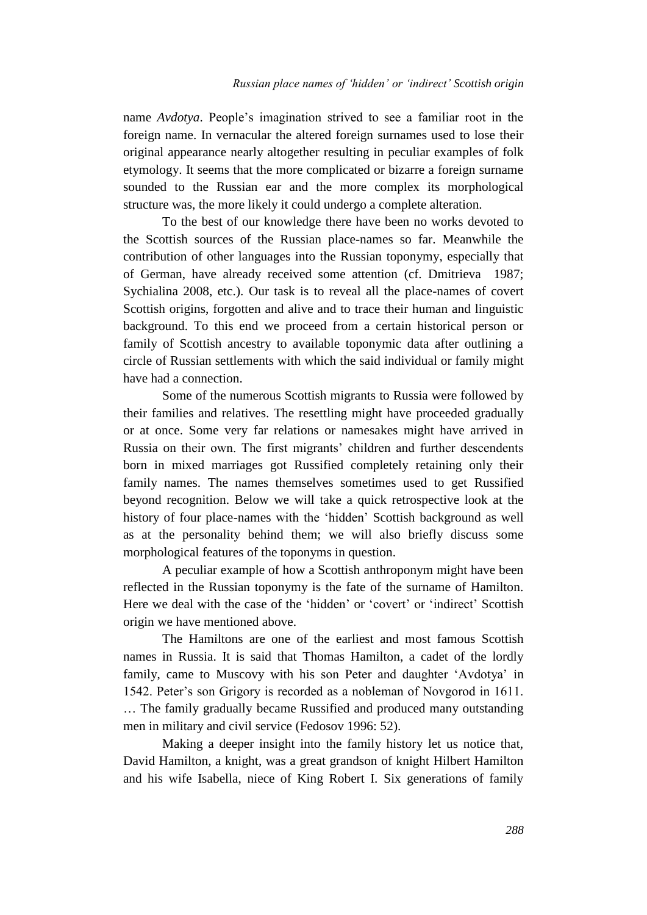name *Avdotya*. People's imagination strived to see a familiar root in the foreign name. In vernacular the altered foreign surnames used to lose their original appearance nearly altogether resulting in peculiar examples of folk etymology. It seems that the more complicated or bizarre a foreign surname sounded to the Russian ear and the more complex its morphological structure was, the more likely it could undergo a complete alteration.

To the best of our knowledge there have been no works devoted to the Scottish sources of the Russian place-names so far. Meanwhile the contribution of other languages into the Russian toponymy, especially that of German, have already received some attention (cf. Dmitrieva 1987; Sychialina 2008, etc.). Our task is to reveal all the place-names of covert Scottish origins, forgotten and alive and to trace their human and linguistic background. To this end we proceed from a certain historical person or family of Scottish ancestry to available toponymic data after outlining a circle of Russian settlements with which the said individual or family might have had a connection.

Some of the numerous Scottish migrants to Russia were followed by their families and relatives. The resettling might have proceeded gradually or at once. Some very far relations or namesakes might have arrived in Russia on their own. The first migrants' children and further descendents born in mixed marriages got Russified completely retaining only their family names. The names themselves sometimes used to get Russified beyond recognition. Below we will take a quick retrospective look at the history of four place-names with the 'hidden' Scottish background as well as at the personality behind them; we will also briefly discuss some morphological features of the toponyms in question.

A peculiar example of how a Scottish anthroponym might have been reflected in the Russian toponymy is the fate of the surname of Hamilton. Here we deal with the case of the 'hidden' or 'covert' or 'indirect' Scottish origin we have mentioned above.

The Hamiltons are one of the earliest and most famous Scottish names in Russia. It is said that Thomas Hamilton, a cadet of the lordly family, came to Muscovy with his son Peter and daughter 'Avdotya' in 1542. Peter's son Grigory is recorded as a nobleman of Novgorod in 1611. … The family gradually became Russified and produced many outstanding men in military and civil service (Fedosov 1996: 52).

Making a deeper insight into the family history let us notice that, David Hamilton, a knight, was a great grandson of knight Hilbert Hamilton and his wife Isabella, niece of King Robert I. Six generations of family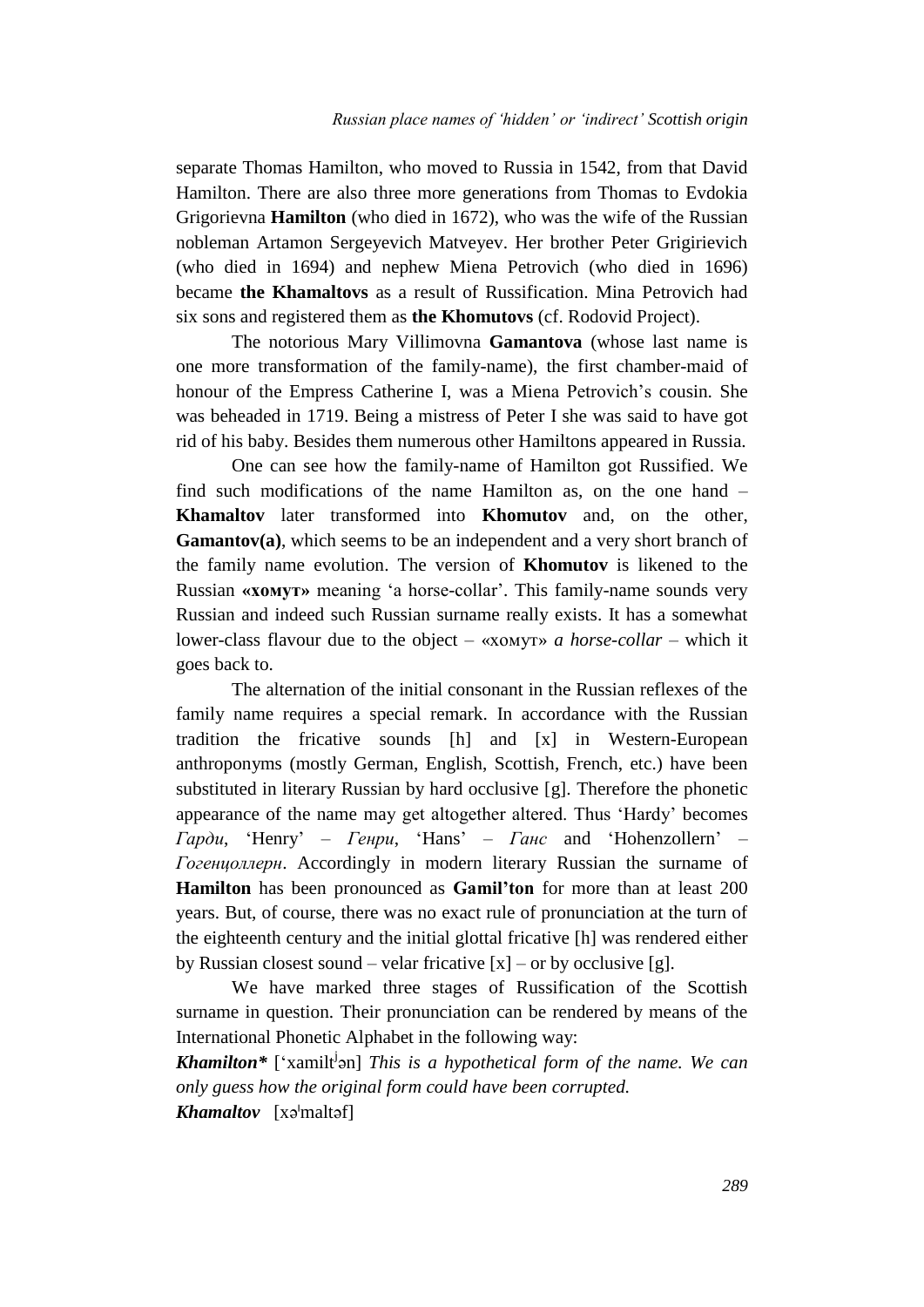separate Thomas Hamilton, who moved to Russia in 1542, from that David Hamilton. There are also three more generations from Thomas to Evdokia Grigorievna **Hamilton** (who died in 1672), who was the wife of the Russian nobleman Artamon Sergeyevich Matveyev. Her brother Peter Grigirievich (who died in 1694) and nephew Miena Petrovich (who died in 1696) became **the Khamaltovs** as a result of Russification. Mina Petrovich had six sons and registered them as **the Khomutovs** (cf. Rodovid Project).

The notorious Mary Villimovna **Gamantova** (whose last name is one more transformation of the family-name), the first chamber-maid of honour of the Empress Catherine I, was a Miena Petrovich's cousin. She was beheaded in 1719. Being a mistress of Peter I she was said to have got rid of his baby. Besides them numerous other Hamiltons appeared in Russia.

One can see how the family-name of Hamilton got Russified. We find such modifications of the name Hamilton as, on the one hand – **Khamaltov** later transformed into **Khomutov** and, on the other, **Gamantov(a)**, which seems to be an independent and a very short branch of the family name evolution. The version of **Khomutov** is likened to the Russian **«хомут»** meaning 'a horse-collar'. This family-name sounds very Russian and indeed such Russian surname really exists. It has a somewhat lower-class flavour due to the object – «хомут» *a horse-collar* – which it goes back to.

The alternation of the initial consonant in the Russian reflexes of the family name requires a special remark. In accordance with the Russian tradition the fricative sounds [h] and [x] in Western-European anthroponyms (mostly German, English, Scottish, French, etc.) have been substituted in literary Russian by hard occlusive [g]. Therefore the phonetic appearance of the name may get altogether altered. Thus 'Hardy' becomes *Гарди*, 'Henry' – *Генри*, 'Hans' – *Ганс* and 'Hohenzollern' – *Гогенцоллерн*. Accordingly in modern literary Russian the surname of **Hamilton** has been pronounced as **Gamil'ton** for more than at least 200 years. But, of course, there was no exact rule of pronunciation at the turn of the eighteenth century and the initial glottal fricative [h] was rendered either by Russian closest sound – velar fricative [x] – or by occlusive [g].

We have marked three stages of Russification of the Scottish surname in question. Their pronunciation can be rendered by means of the International Phonetic Alphabet in the following way:

***Khamilton**** ['xamiltʲən] *This is a hypothetical form of the name. We can only guess how the original form could have been corrupted.*

***Khamaltov*** [xəˈmaltəf]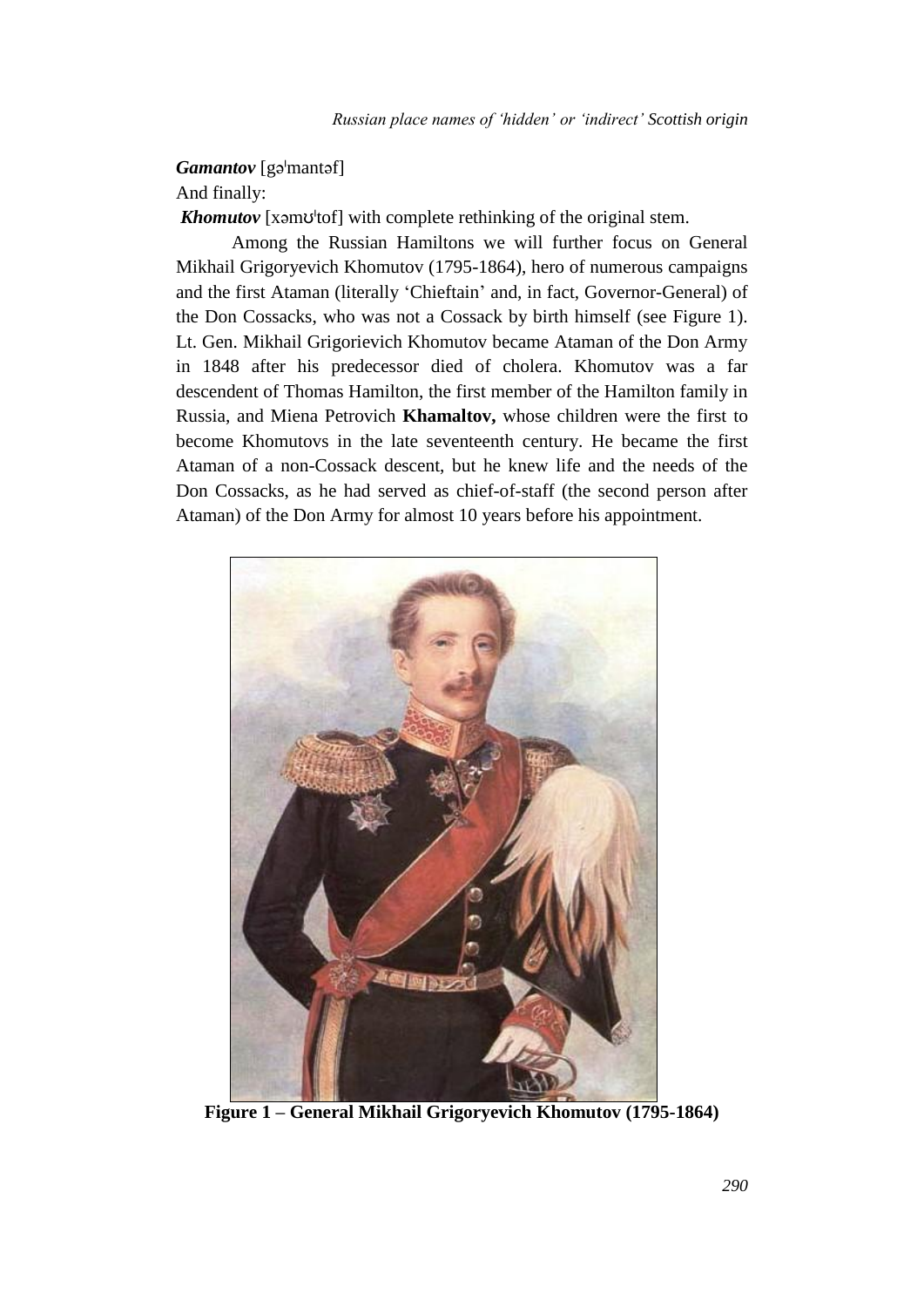***Gamantov*** [gəˈmantəf]

And finally:

***Khomutov*** [xəmʊˈtof] with complete rethinking of the original stem.

Among the Russian Hamiltons we will further focus on General Mikhail Grigoryevich Khomutov (1795-1864), hero of numerous campaigns and the first Ataman (literally 'Chieftain' and, in fact, Governor-General) of the Don Cossacks, who was not a Cossack by birth himself (see Figure 1). Lt. Gen. Mikhail Grigorievich Khomutov became Ataman of the Don Army in 1848 after his predecessor died of cholera. Khomutov was a far descendent of Thomas Hamilton, the first member of the Hamilton family in Russia, and Miena Petrovich **Khamaltov,** whose children were the first to become Khomutovs in the late seventeenth century. He became the first Ataman of a non-Cossack descent, but he knew life and the needs of the Don Cossacks, as he had served as chief-of-staff (the second person after Ataman) of the Don Army for almost 10 years before his appointment.

**Figure 1 – General Mikhail Grigoryevich Khomutov (1795-1864)**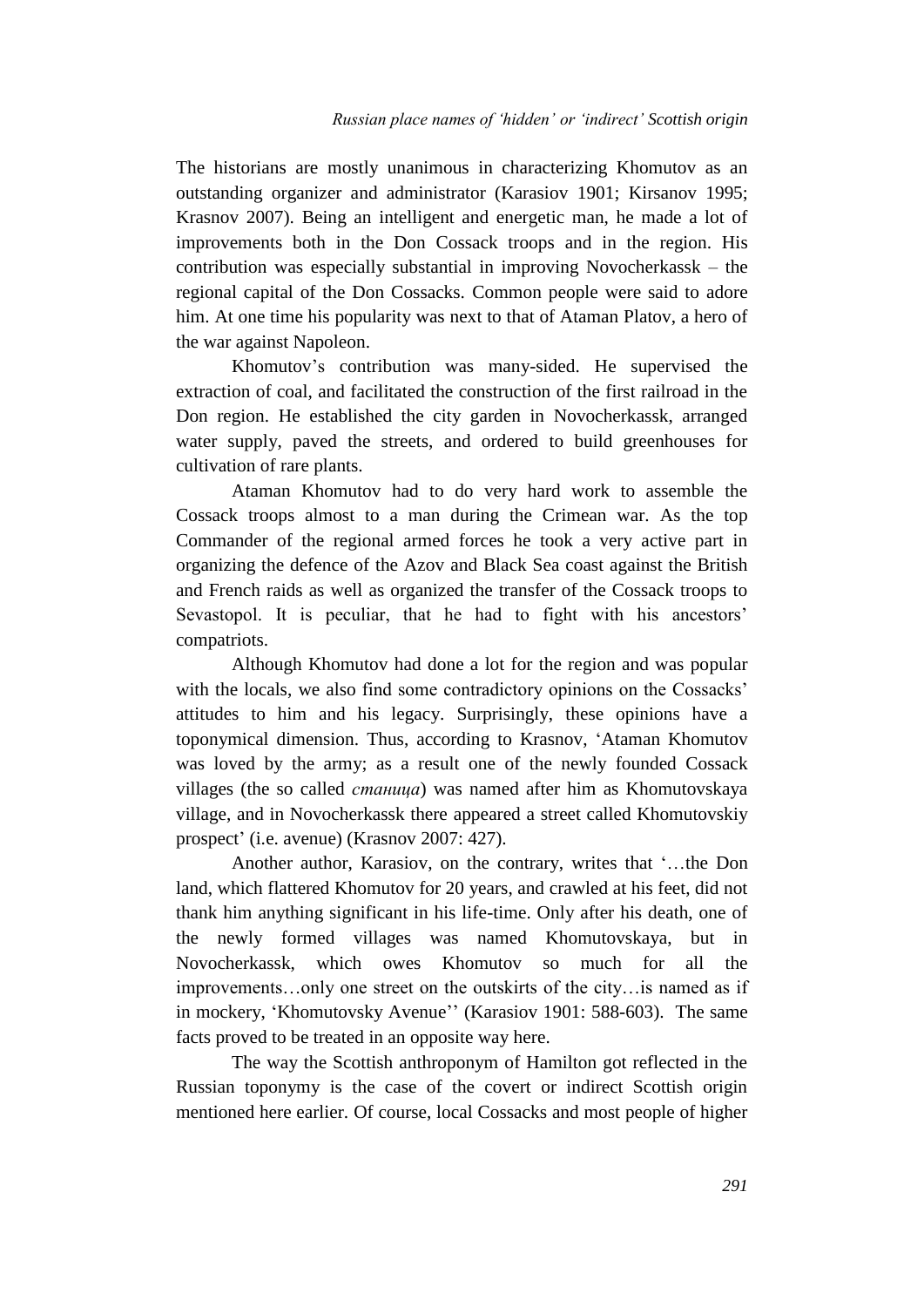The historians are mostly unanimous in characterizing Khomutov as an outstanding organizer and administrator (Karasiov 1901; Kirsanov 1995; Krasnov 2007). Being an intelligent and energetic man, he made a lot of improvements both in the Don Cossack troops and in the region. His contribution was especially substantial in improving Novocherkassk – the regional capital of the Don Cossacks. Common people were said to adore him. At one time his popularity was next to that of Ataman Platov, a hero of the war against Napoleon.

Khomutov's contribution was many-sided. He supervised the extraction of coal, and facilitated the construction of the first railroad in the Don region. He established the city garden in Novocherkassk, arranged water supply, paved the streets, and ordered to build greenhouses for cultivation of rare plants.

Ataman Khomutov had to do very hard work to assemble the Cossack troops almost to a man during the Crimean war. As the top Commander of the regional armed forces he took a very active part in organizing the defence of the Azov and Black Sea coast against the British and French raids as well as organized the transfer of the Cossack troops to Sevastopol. It is peculiar, that he had to fight with his ancestors' compatriots.

Although Khomutov had done a lot for the region and was popular with the locals, we also find some contradictory opinions on the Cossacks' attitudes to him and his legacy. Surprisingly, these opinions have a toponymical dimension. Thus, according to Krasnov, 'Ataman Khomutov was loved by the army; as a result one of the newly founded Cossack villages (the so called *станица*) was named after him as Khomutovskaya village, and in Novocherkassk there appeared a street called Khomutovskiy prospect' (i.e. avenue) (Krasnov 2007: 427).

Another author, Karasiov, on the contrary, writes that '…the Don land, which flattered Khomutov for 20 years, and crawled at his feet, did not thank him anything significant in his life-time. Only after his death, one of the newly formed villages was named Khomutovskaya, but in Novocherkassk, which owes Khomutov so much for all the improvements…only one street on the outskirts of the city…is named as if in mockery, 'Khomutovsky Avenue'' (Karasiov 1901: 588-603). The same facts proved to be treated in an opposite way here.

The way the Scottish anthroponym of Hamilton got reflected in the Russian toponymy is the case of the covert or indirect Scottish origin mentioned here earlier. Of course, local Cossacks and most people of higher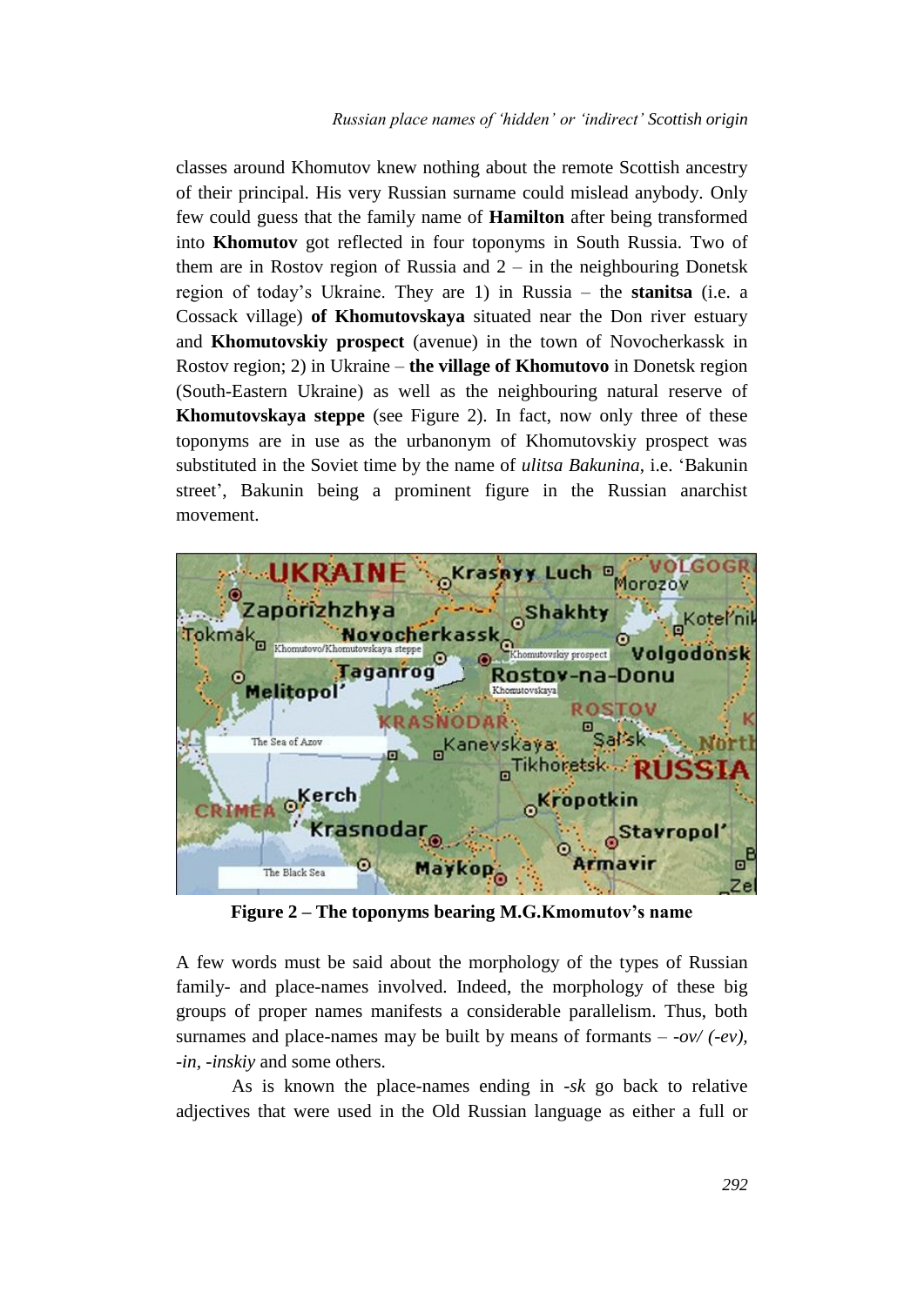classes around Khomutov knew nothing about the remote Scottish ancestry of their principal. His very Russian surname could mislead anybody. Only few could guess that the family name of **Hamilton** after being transformed into **Khomutov** got reflected in four toponyms in South Russia. Two of them are in Rostov region of Russia and 2 – in the neighbouring Donetsk region of today's Ukraine. They are 1) in Russia – the **stanitsa** (i.e. a Cossack village) **of Khomutovskaya** situated near the Don river estuary and **Khomutovskiy prospect** (avenue) in the town of Novocherkassk in Rostov region; 2) in Ukraine – **the village of Khomutovo** in Donetsk region (South-Eastern Ukraine) as well as the neighbouring natural reserve of **Khomutovskaya steppe** (see Figure 2). In fact, now only three of these toponyms are in use as the urbanonym of Khomutovskiy prospect was substituted in the Soviet time by the name of *ulitsa Bakunina*, i.e. 'Bakunin street', Bakunin being a prominent figure in the Russian anarchist movement.

**Figure 2 – The toponyms bearing M.G.Kmomutov's name**

A few words must be said about the morphology of the types of Russian family- and place-names involved. Indeed, the morphology of these big groups of proper names manifests a considerable parallelism. Thus, both surnames and place-names may be built by means of formants – *-ov/ (-ev), -in, -inskiy* and some others.

As is known the place-names ending in *-sk* go back to relative adjectives that were used in the Old Russian language as either a full or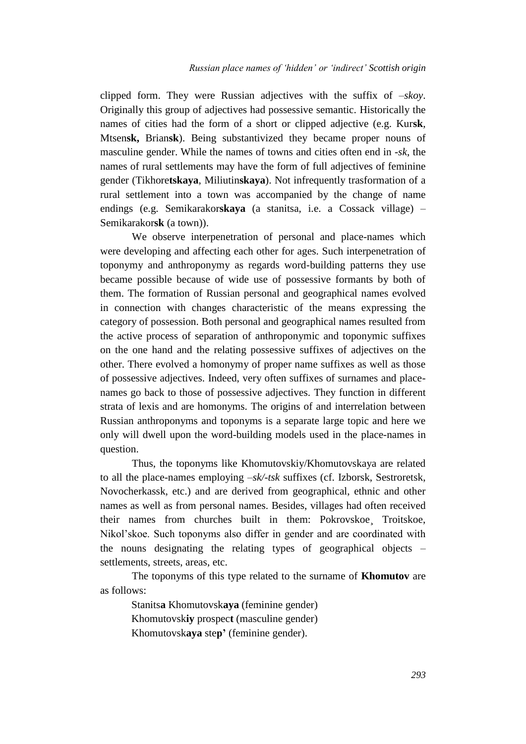clipped form. They were Russian adjectives with the suffix of *–skoy*. Originally this group of adjectives had possessive semantic. Historically the names of cities had the form of a short or clipped adjective (e.g. Kur**sk**, Mtsen**sk,** Brian**sk**). Being substantivized they became proper nouns of masculine gender. While the names of towns and cities often end in *-sk*, the names of rural settlements may have the form of full adjectives of feminine gender (Tikhore**tskaya**, Miliutin**skaya**). Not infrequently trasformation of a rural settlement into a town was accompanied by the change of name endings (e.g. Semikarakor**skaya** (a stanitsa, i.e. a Cossack village) – Semikarakor**sk** (a town)).

We observe interpenetration of personal and place-names which were developing and affecting each other for ages. Such interpenetration of toponymy and anthroponymy as regards word-building patterns they use became possible because of wide use of possessive formants by both of them. The formation of Russian personal and geographical names evolved in connection with changes characteristic of the means expressing the category of possession. Both personal and geographical names resulted from the active process of separation of anthroponymic and toponymic suffixes on the one hand and the relating possessive suffixes of adjectives on the other. There evolved a homonymy of proper name suffixes as well as those of possessive adjectives. Indeed, very often suffixes of surnames and place-names go back to those of possessive adjectives. They function in different strata of lexis and are homonyms. The origins of and interrelation between Russian anthroponyms and toponyms is a separate large topic and here we only will dwell upon the word-building models used in the place-names in question.

Thus, the toponyms like Khomutovskiy/Khomutovskaya are related to all the place-names employing *–sk/-tsk* suffixes (cf. Izborsk, Sestroretsk, Novocherkassk, etc.) and are derived from geographical, ethnic and other names as well as from personal names. Besides, villages had often received their names from churches built in them: Pokrovskoe¸ Troitskoe, Nikol'skoe. Such toponyms also differ in gender and are coordinated with the nouns designating the relating types of geographical objects – settlements, streets, areas, etc.

The toponyms of this type related to the surname of **Khomutov** are as follows:

Stanits**a** Khomutovsk**aya** (feminine gender)
Khomutovsk**iy** prospec**t** (masculine gender)
Khomutovsk**aya** ste**p'** (feminine gender).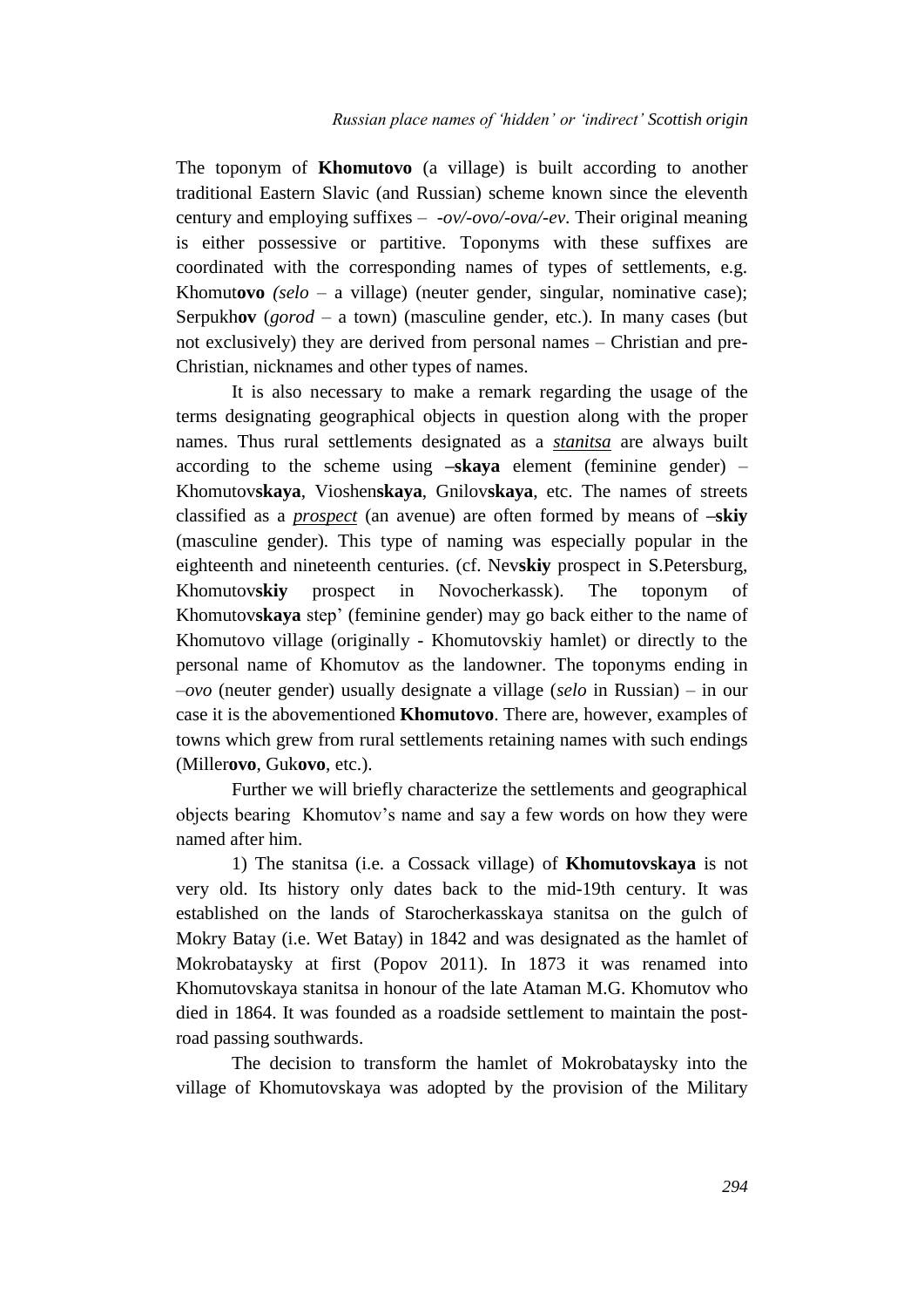The toponym of **Khomutovo** (a village) is built according to another traditional Eastern Slavic (and Russian) scheme known since the eleventh century and employing suffixes – *-ov/-ovo/-ova/-ev*. Their original meaning is either possessive or partitive. Toponyms with these suffixes are coordinated with the corresponding names of types of settlements, e.g. Khomut**ovo** *(selo* – a village) (neuter gender, singular, nominative case); Serpukh**ov** (*gorod* – a town) (masculine gender, etc.). In many cases (but not exclusively) they are derived from personal names – Christian and pre-Christian, nicknames and other types of names.

It is also necessary to make a remark regarding the usage of the terms designating geographical objects in question along with the proper names. Thus rural settlements designated as a *stanitsa* are always built according to the scheme using **–skaya** element (feminine gender) – Khomutov**skaya**, Vioshen**skaya**, Gnilov**skaya**, etc. The names of streets classified as a *prospect* (an avenue) are often formed by means of **–skiy** (masculine gender). This type of naming was especially popular in the eighteenth and nineteenth centuries. (cf. Nev**skiy** prospect in S.Petersburg, Khomutov**skiy** prospect in Novocherkassk). The toponym of Khomutov**skaya** step' (feminine gender) may go back either to the name of Khomutovo village (originally - Khomutovskiy hamlet) or directly to the personal name of Khomutov as the landowner. The toponyms ending in *–ovo* (neuter gender) usually designate a village (*selo* in Russian) – in our case it is the abovementioned **Khomutovo**. There are, however, examples of towns which grew from rural settlements retaining names with such endings (Miller**ovo**, Guk**ovo**, etc.).

Further we will briefly characterize the settlements and geographical objects bearing Khomutov's name and say a few words on how they were named after him.

1) The stanitsa (i.e. a Cossack village) of **Khomutovskaya** is not very old. Its history only dates back to the mid-19th century. It was established on the lands of Starocherkasskaya stanitsa on the gulch of Mokry Batay (i.e. Wet Batay) in 1842 and was designated as the hamlet of Mokrobataysky at first (Popov 2011). In 1873 it was renamed into Khomutovskaya stanitsa in honour of the late Ataman M.G. Khomutov who died in 1864. It was founded as a roadside settlement to maintain the post-road passing southwards.

The decision to transform the hamlet of Mokrobataysky into the village of Khomutovskaya was adopted by the provision of the Military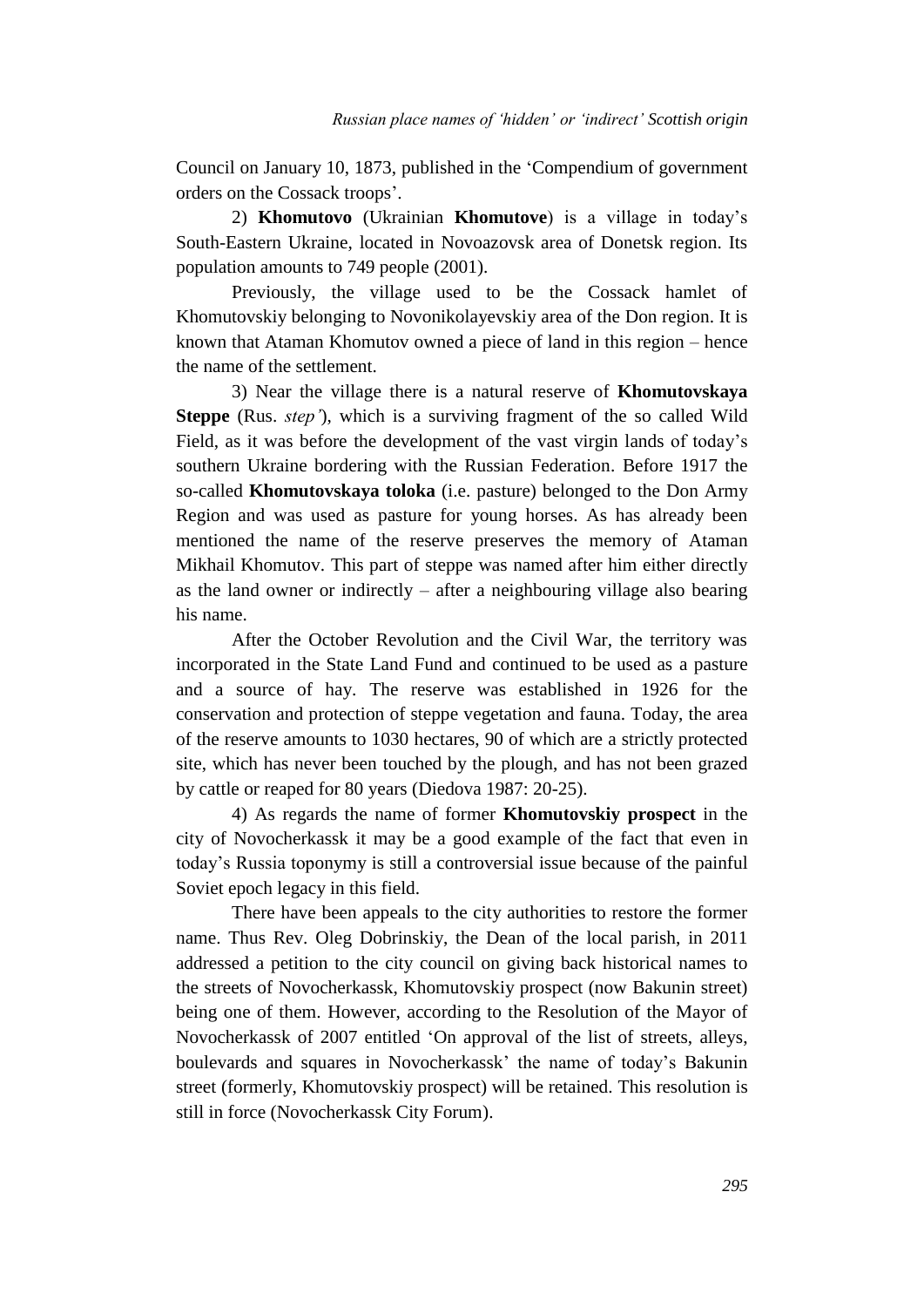Council on January 10, 1873, published in the 'Compendium of government orders on the Cossack troops'.

2) **Khomutovo** (Ukrainian **Khomutove**) is a village in today's South-Eastern Ukraine, located in Novoazovsk area of Donetsk region. Its population amounts to 749 people (2001).

Previously, the village used to be the Cossack hamlet of Khomutovskiy belonging to Novonikolayevskiy area of the Don region. It is known that Ataman Khomutov owned a piece of land in this region – hence the name of the settlement.

3) Near the village there is a natural reserve of **Khomutovskaya Steppe** (Rus. *step'*), which is a surviving fragment of the so called Wild Field, as it was before the development of the vast virgin lands of today's southern Ukraine bordering with the Russian Federation. Before 1917 the so-called **Khomutovskaya toloka** (i.e. pasture) belonged to the Don Army Region and was used as pasture for young horses. As has already been mentioned the name of the reserve preserves the memory of Ataman Mikhail Khomutov. This part of steppe was named after him either directly as the land owner or indirectly – after a neighbouring village also bearing his name.

After the October Revolution and the Civil War, the territory was incorporated in the State Land Fund and continued to be used as a pasture and a source of hay. The reserve was established in 1926 for the conservation and protection of steppe vegetation and fauna. Today, the area of the reserve amounts to 1030 hectares, 90 of which are a strictly protected site, which has never been touched by the plough, and has not been grazed by cattle or reaped for 80 years (Diedova 1987: 20-25).

4) As regards the name of former **Khomutovskiy prospect** in the city of Novocherkassk it may be a good example of the fact that even in today's Russia toponymy is still a controversial issue because of the painful Soviet epoch legacy in this field.

There have been appeals to the city authorities to restore the former name. Thus Rev. Oleg Dobrinskiy, the Dean of the local parish, in 2011 addressed a petition to the city council on giving back historical names to the streets of Novocherkassk, Khomutovskiy prospect (now Bakunin street) being one of them. However, according to the Resolution of the Mayor of Novocherkassk of 2007 entitled 'On approval of the list of streets, alleys, boulevards and squares in Novocherkassk' the name of today's Bakunin street (formerly, Khomutovskiy prospect) will be retained. This resolution is still in force (Novocherkassk City Forum).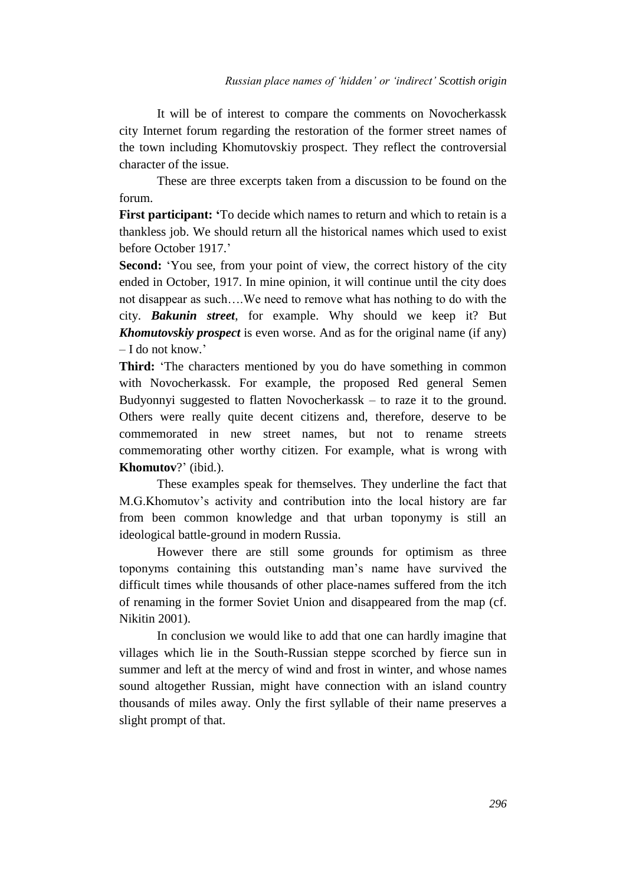It will be of interest to compare the comments on Novocherkassk city Internet forum regarding the restoration of the former street names of the town including Khomutovskiy prospect. They reflect the controversial character of the issue.

These are three excerpts taken from a discussion to be found on the forum.

**First participant:** 'To decide which names to return and which to retain is a thankless job. We should return all the historical names which used to exist before October 1917.'

**Second:** 'You see, from your point of view, the correct history of the city ended in October, 1917. In mine opinion, it will continue until the city does not disappear as such….We need to remove what has nothing to do with the city. ***Bakunin street***, for example. Why should we keep it? But ***Khomutovskiy prospect*** is even worse. And as for the original name (if any) – I do not know.'

**Third:** 'The characters mentioned by you do have something in common with Novocherkassk. For example, the proposed Red general Semen Budyonnyi suggested to flatten Novocherkassk – to raze it to the ground. Others were really quite decent citizens and, therefore, deserve to be commemorated in new street names, but not to rename streets commemorating other worthy citizen. For example, what is wrong with **Khomutov**?' (ibid.).

These examples speak for themselves. They underline the fact that M.G.Khomutov's activity and contribution into the local history are far from been common knowledge and that urban toponymy is still an ideological battle-ground in modern Russia.

However there are still some grounds for optimism as three toponyms containing this outstanding man's name have survived the difficult times while thousands of other place-names suffered from the itch of renaming in the former Soviet Union and disappeared from the map (cf. Nikitin 2001).

In conclusion we would like to add that one can hardly imagine that villages which lie in the South-Russian steppe scorched by fierce sun in summer and left at the mercy of wind and frost in winter, and whose names sound altogether Russian, might have connection with an island country thousands of miles away. Only the first syllable of their name preserves a slight prompt of that.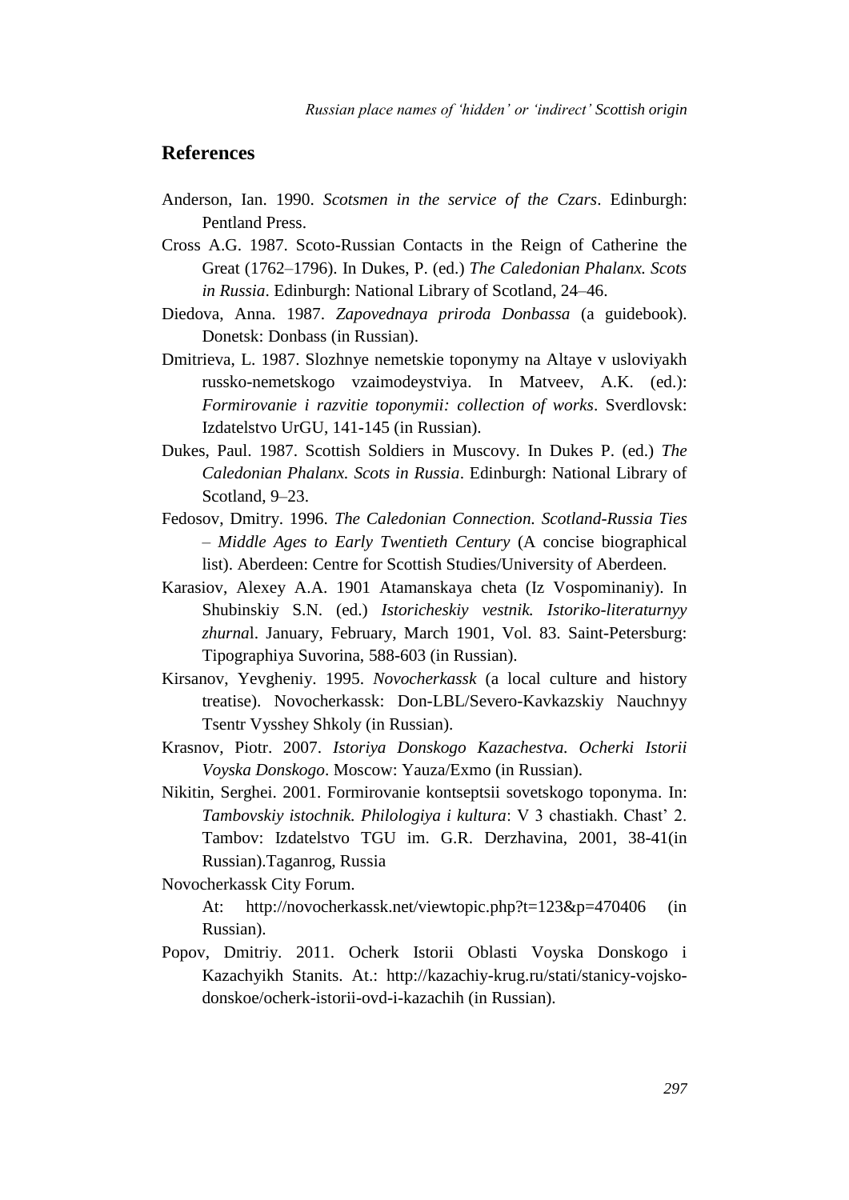## References

Anderson, Ian. 1990. *Scotsmen in the service of the Czars*. Edinburgh: Pentland Press.

Cross A.G. 1987. Scoto-Russian Contacts in the Reign of Catherine the Great (1762–1796). In Dukes, P. (ed.) *The Caledonian Phalanx. Scots in Russia*. Edinburgh: National Library of Scotland, 24–46.

Diedova, Anna. 1987. *Zapovednaya priroda Donbassa* (a guidebook). Donetsk: Donbass (in Russian).

Dmitrieva, L. 1987. Slozhnye nemetskie toponymy na Altaye v usloviyakh russko-nemetskogo vzaimodeystviya. In Matveev, A.K. (ed.): *Formirovanie i razvitie toponymii: collection of works*. Sverdlovsk: Izdatelstvo UrGU, 141-145 (in Russian).

Dukes, Paul. 1987. Scottish Soldiers in Muscovy. In Dukes P. (ed.) *The Caledonian Phalanx. Scots in Russia*. Edinburgh: National Library of Scotland, 9–23.

Fedosov, Dmitry. 1996. *The Caledonian Connection. Scotland-Russia Ties – Middle Ages to Early Twentieth Century* (A concise biographical list). Aberdeen: Centre for Scottish Studies/University of Aberdeen.

Karasiov, Alexey A.A. 1901 Atamanskaya cheta (Iz Vospominaniy). In Shubinskiy S.N. (ed.) *Istoricheskiy vestnik. Istoriko-literaturnyy zhurnal*. January, February, March 1901, Vol. 83. Saint-Petersburg: Tipographiya Suvorina, 588-603 (in Russian).

Kirsanov, Yevgheniy. 1995. *Novocherkassk* (a local culture and history treatise). Novocherkassk: Don-LBL/Severo-Kavkazskiy Nauchnyy Tsentr Vysshey Shkoly (in Russian).

Krasnov, Piotr. 2007. *Istoriya Donskogo Kazachestva. Ocherki Istorii Voyska Donskogo*. Moscow: Yauza/Exmo (in Russian).

Nikitin, Serghei. 2001. Formirovanie kontseptsii sovetskogo toponyma. In: *Tambovskiy istochnik. Philologiya i kultura*: V 3 chastiakh. Chast' 2. Tambov: Izdatelstvo TGU im. G.R. Derzhavina, 2001, 38-41(in Russian).Taganrog, Russia

Novocherkassk City Forum.
At: http://novocherkassk.net/viewtopic.php?t=123&p=470406 (in Russian).

Popov, Dmitriy. 2011. Ocherk Istorii Oblasti Voyska Donskogo i Kazachyikh Stanits. At.: http://kazachiy-krug.ru/stati/stanicy-vojsko-donskoe/ocherk-istorii-ovd-i-kazachih (in Russian).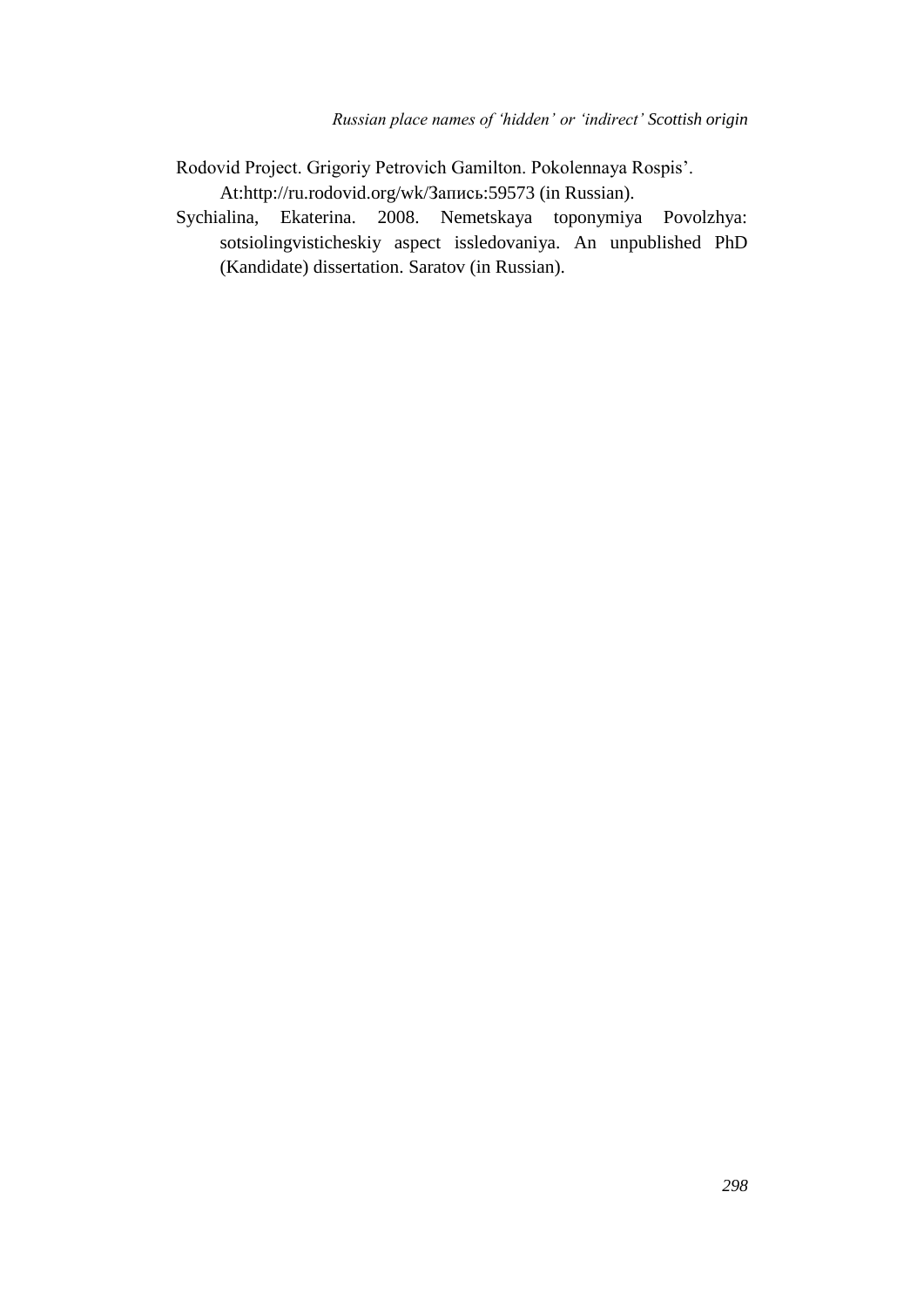Rodovid Project. Grigoriy Petrovich Gamilton. Pokolennaya Rospis'. At:http://ru.rodovid.org/wk/Запись:59573 (in Russian).

Sychialina, Ekaterina. 2008. Nemetskaya toponymiya Povolzhya: sotsiolingvisticheskiy aspect issledovaniya. An unpublished PhD (Kandidate) dissertation. Saratov (in Russian).